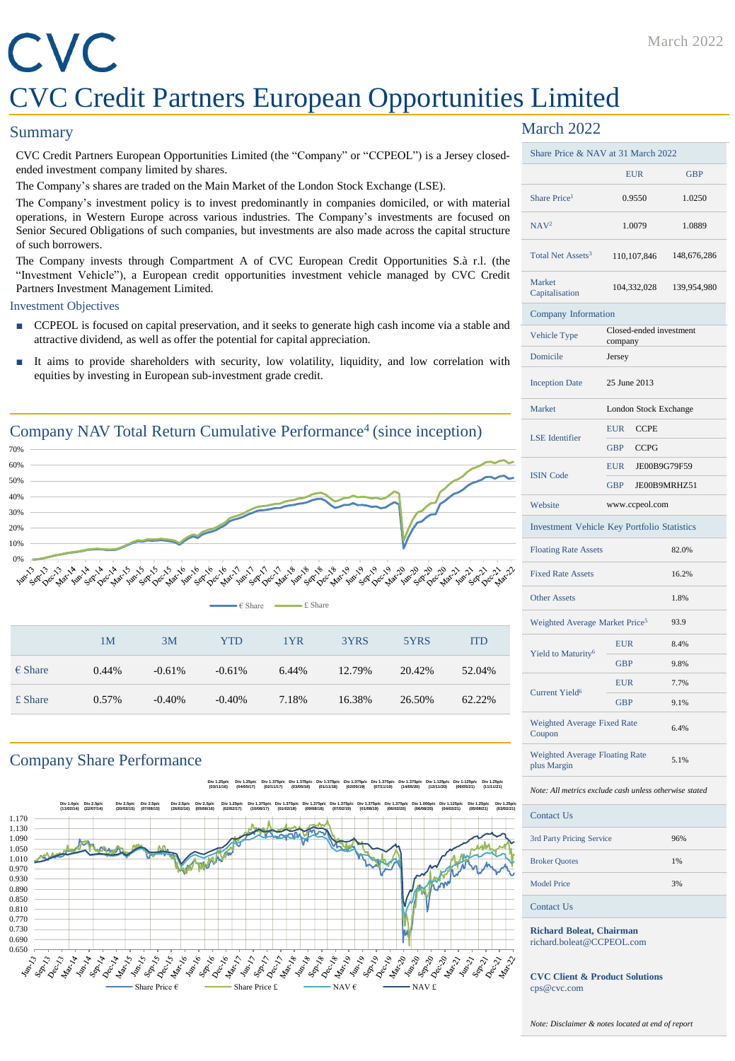# CVC Credit Partners European Opportunities Limited

## Summary

CVC Credit Partners European Opportunities Limited (the "Company" or "CCPEOL") is a Jersey closed-ended investment company limited by shares.

The Company's shares are traded on the Main Market of the London Stock Exchange (LSE).

The Company's investment policy is to invest predominantly in companies domiciled, or with material operations, in Western Europe across various industries. The Company's investments are focused on Senior Secured Obligations of such companies, but investments are also made across the capital structure of such borrowers.

The Company invests through Compartment A of CVC European Credit Opportunities S.à r.l. (the "Investment Vehicle"), a European credit opportunities investment vehicle managed by CVC Credit Partners Investment Management Limited.

### Investment Objectives

- CCPEOL is focused on capital preservation, and it seeks to generate high cash income via a stable and attractive dividend, as well as offer the potential for capital appreciation.
- It aims to provide shareholders with security, low volatility, liquidity, and low correlation with equities by investing in European sub-investment grade credit.

## Company NAV Total Return Cumulative Performance[4] (since inception)

| | 1M | 3M | YTD | 1YR | 3YRS | 5YRS | ITD |
|---|---|---|---|---|---|---|---|
| € Share | 0.44% | -0.61% | -0.61% | 6.44% | 12.79% | 20.42% | 52.04% |
| £ Share | 0.57% | -0.40% | -0.40% | 7.18% | 16.38% | 26.50% | 62.22% |

## Company Share Performance

## March 2022

| Share Price & NAV at 31 March 2022 | EUR | GBP |
|---|---|---|
| Share Price[1] | 0.9550 | 1.0250 |
| NAV[2] | 1.0079 | 1.0889 |
| Total Net Assets[3] | 110,107,846 | 148,676,286 |
| Market Capitalisation | 104,332,028 | 139,954,980 |

| Company Information | | |
|---|---|---|
| Vehicle Type | Closed-ended investment company | |
| Domicile | Jersey | |
| Inception Date | 25 June 2013 | |
| Market | London Stock Exchange | |
| LSE Identifier | EUR | CCPE |
| | GBP | CCPG |
| ISIN Code | EUR | JE00B9G79F59 |
| | GBP | JE00B9MRHZ51 |
| Website | www.ccpeol.com | |

| Investment Vehicle Key Portfolio Statistics | | |
|---|---|---|
| Floating Rate Assets | | 82.0% |
| Fixed Rate Assets | | 16.2% |
| Other Assets | | 1.8% |
| Weighted Average Market Price[5] | | 93.9 |
| Yield to Maturity[6] | EUR | 8.4% |
| | GBP | 9.8% |
| Current Yield[6] | EUR | 7.7% |
| | GBP | 9.1% |
| Weighted Average Fixed Rate Coupon | | 6.4% |
| Weighted Average Floating Rate plus Margin | | 5.1% |

*Note: All metrics exclude cash unless otherwise stated*

| Contact Us | |
|---|---|
| 3rd Party Pricing Service | 96% |
| Broker Quotes | 1% |
| Model Price | 3% |

### Contact Us

**Richard Boleat, Chairman**
richard.boleat@CCPEOL.com

**CVC Client & Product Solutions**
cps@cvc.com

*Note: Disclaimer & notes located at end of report*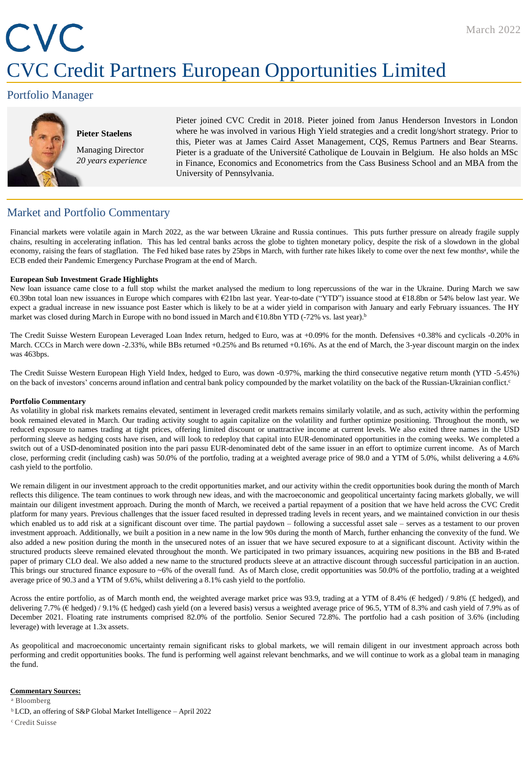# CVC Credit Partners European Opportunities Limited

March 2022

## Portfolio Manager

**Pieter Staelens**

Managing Director
*20 years experience*

Pieter joined CVC Credit in 2018. Pieter joined from Janus Henderson Investors in London where he was involved in various High Yield strategies and a credit long/short strategy. Prior to this, Pieter was at James Caird Asset Management, CQS, Remus Partners and Bear Stearns. Pieter is a graduate of the Université Catholique de Louvain in Belgium. He also holds an MSc in Finance, Economics and Econometrics from the Cass Business School and an MBA from the University of Pennsylvania.

## Market and Portfolio Commentary

Financial markets were volatile again in March 2022, as the war between Ukraine and Russia continues. This puts further pressure on already fragile supply chains, resulting in accelerating inflation. This has led central banks across the globe to tighten monetary policy, despite the risk of a slowdown in the global economy, raising the fears of stagflation. The Fed hiked base rates by 25bps in March, with further rate hikes likely to come over the next few months[a], while the ECB ended their Pandemic Emergency Purchase Program at the end of March.

**European Sub Investment Grade Highlights**

New loan issuance came close to a full stop whilst the market analysed the medium to long repercussions of the war in the Ukraine. During March we saw €0.39bn total loan new issuances in Europe which compares with €21bn last year. Year-to-date ("YTD") issuance stood at €18.8bn or 54% below last year. We expect a gradual increase in new issuance post Easter which is likely to be at a wider yield in comparison with January and early February issuances. The HY market was closed during March in Europe with no bond issued in March and €10.8bn YTD (-72% vs. last year).[b]

The Credit Suisse Western European Leveraged Loan Index return, hedged to Euro, was at +0.09% for the month. Defensives +0.38% and cyclicals -0.20% in March. CCCs in March were down -2.33%, while BBs returned +0.25% and Bs returned +0.16%. As at the end of March, the 3-year discount margin on the index was 463bps.

The Credit Suisse Western European High Yield Index, hedged to Euro, was down -0.97%, marking the third consecutive negative return month (YTD -5.45%) on the back of investors' concerns around inflation and central bank policy compounded by the market volatility on the back of the Russian-Ukrainian conflict.[c]

**Portfolio Commentary**

As volatility in global risk markets remains elevated, sentiment in leveraged credit markets remains similarly volatile, and as such, activity within the performing book remained elevated in March. Our trading activity sought to again capitalize on the volatility and further optimize positioning. Throughout the month, we reduced exposure to names trading at tight prices, offering limited discount or unattractive income at current levels. We also exited three names in the USD performing sleeve as hedging costs have risen, and will look to redeploy that capital into EUR-denominated opportunities in the coming weeks. We completed a switch out of a USD-denominated position into the pari passu EUR-denominated debt of the same issuer in an effort to optimize current income. As of March close, performing credit (including cash) was 50.0% of the portfolio, trading at a weighted average price of 98.0 and a YTM of 5.0%, whilst delivering a 4.6% cash yield to the portfolio.

We remain diligent in our investment approach to the credit opportunities market, and our activity within the credit opportunities book during the month of March reflects this diligence. The team continues to work through new ideas, and with the macroeconomic and geopolitical uncertainty facing markets globally, we will maintain our diligent investment approach. During the month of March, we received a partial repayment of a position that we have held across the CVC Credit platform for many years. Previous challenges that the issuer faced resulted in depressed trading levels in recent years, and we maintained conviction in our thesis which enabled us to add risk at a significant discount over time. The partial paydown – following a successful asset sale – serves as a testament to our proven investment approach. Additionally, we built a position in a new name in the low 90s during the month of March, further enhancing the convexity of the fund. We also added a new position during the month in the unsecured notes of an issuer that we have secured exposure to at a significant discount. Activity within the structured products sleeve remained elevated throughout the month. We participated in two primary issuances, acquiring new positions in the BB and B-rated paper of primary CLO deal. We also added a new name to the structured products sleeve at an attractive discount through successful participation in an auction. This brings our structured finance exposure to ~6% of the overall fund. As of March close, credit opportunities was 50.0% of the portfolio, trading at a weighted average price of 90.3 and a YTM of 9.6%, whilst delivering a 8.1% cash yield to the portfolio.

Across the entire portfolio, as of March month end, the weighted average market price was 93.9, trading at a YTM of 8.4% (€ hedged) / 9.8% (£ hedged), and delivering 7.7% (€ hedged) / 9.1% (£ hedged) cash yield (on a levered basis) versus a weighted average price of 96.5, YTM of 8.3% and cash yield of 7.9% as of December 2021. Floating rate instruments comprised 82.0% of the portfolio. Senior Secured 72.8%. The portfolio had a cash position of 3.6% (including leverage) with leverage at 1.3x assets.

As geopolitical and macroeconomic uncertainty remain significant risks to global markets, we will remain diligent in our investment approach across both performing and credit opportunities books. The fund is performing well against relevant benchmarks, and we will continue to work as a global team in managing the fund.

**Commentary Sources:**

[a] Bloomberg

[b] LCD, an offering of S&P Global Market Intelligence – April 2022

[c] Credit Suisse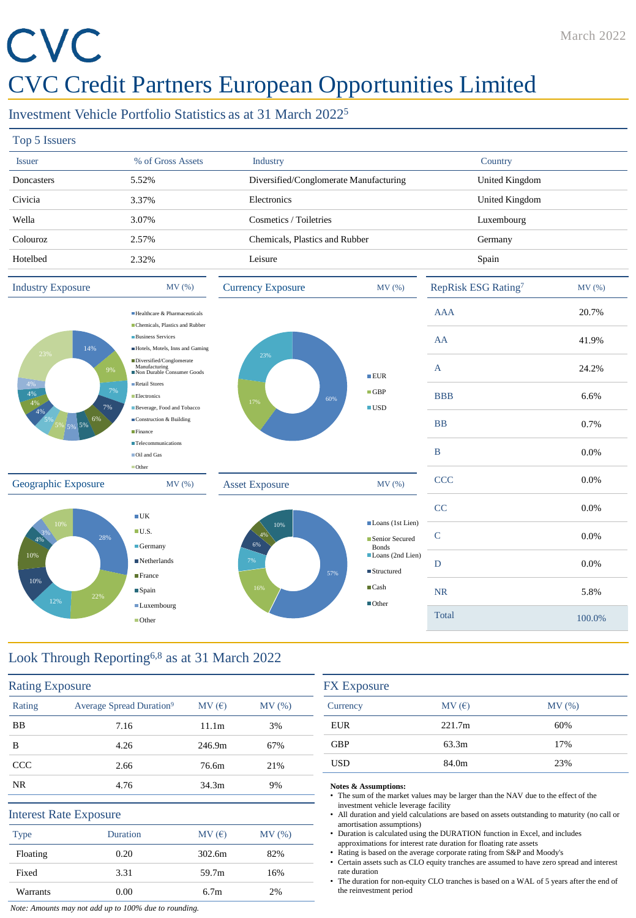CVC

# CVC Credit Partners European Opportunities Limited

March 2022

## Investment Vehicle Portfolio Statistics as at 31 March 2022[5]

### Top 5 Issuers

| Issuer | % of Gross Assets | Industry | Country |
|---|---|---|---|
| Doncasters | 5.52% | Diversified/Conglomerate Manufacturing | United Kingdom |
| Civicia | 3.37% | Electronics | United Kingdom |
| Wella | 3.07% | Cosmetics / Toiletries | Luxembourg |
| Colouroz | 2.57% | Chemicals, Plastics and Rubber | Germany |
| Hotelbed | 2.32% | Leisure | Spain |

### Industry Exposure — MV (%)

| Industry | MV (%) |
|---|---|
| Healthcare & Pharmaceuticals | 14% |
| Chemicals, Plastics and Rubber | 9% |
| Business Services | 7% |
| Hotels, Motels, Inns and Gaming | 7% |
| Diversified/Conglomerate Manufacturing | 6% |
| Non Durable Consumer Goods | 5% |
| Retail Stores | 5% |
| Electronics | 5% |
| Beverage, Food and Tobacco | 5% |
| Construction & Building | 4% |
| Finance | 4% |
| Telecommunications | 4% |
| Oil and Gas | 4% |
| Other | 23% |

### Currency Exposure — MV (%)

| Currency | MV (%) |
|---|---|
| EUR | 60% |
| GBP | 17% |
| USD | 23% |

### RepRisk ESG Rating[7]

| Rating | MV (%) |
|---|---|
| AAA | 20.7% |
| AA | 41.9% |
| A | 24.2% |
| BBB | 6.6% |
| BB | 0.7% |
| B | 0.0% |
| CCC | 0.0% |
| CC | 0.0% |
| C | 0.0% |
| D | 0.0% |
| NR | 5.8% |
| Total | 100.0% |

### Geographic Exposure — MV (%)

| Country | MV (%) |
|---|---|
| UK | 28% |
| U.S. | 22% |
| Germany | 12% |
| Netherlands | 10% |
| France | 10% |
| Spain | 4% |
| Luxembourg | 3% |
| Other | 10% |

### Asset Exposure — MV (%)

| Asset | MV (%) |
|---|---|
| Loans (1st Lien) | 57% |
| Senior Secured Bonds | 16% |
| Loans (2nd Lien) | 7% |
| Structured | 6% |
| Cash | 4% |
| Other | 10% |

## Look Through Reporting[6,8] as at 31 March 2022

### Rating Exposure

| Rating | Average Spread Duration[9] | MV (€) | MV (%) |
|---|---|---|---|
| BB | 7.16 | 11.1m | 3% |
| B | 4.26 | 246.9m | 67% |
| CCC | 2.66 | 76.6m | 21% |
| NR | 4.76 | 34.3m | 9% |

### Interest Rate Exposure

| Type | Duration | MV (€) | MV (%) |
|---|---|---|---|
| Floating | 0.20 | 302.6m | 82% |
| Fixed | 3.31 | 59.7m | 16% |
| Warrants | 0.00 | 6.7m | 2% |

*Note: Amounts may not add up to 100% due to rounding.*

### FX Exposure

| Currency | MV (€) | MV (%) |
|---|---|---|
| EUR | 221.7m | 60% |
| GBP | 63.3m | 17% |
| USD | 84.0m | 23% |

**Notes & Assumptions:**

- The sum of the market values may be larger than the NAV due to the effect of the investment vehicle leverage facility
- All duration and yield calculations are based on assets outstanding to maturity (no call or amortisation assumptions)
- Duration is calculated using the DURATION function in Excel, and includes approximations for interest rate duration for floating rate assets
- Rating is based on the average corporate rating from S&P and Moody's
- Certain assets such as CLO equity tranches are assumed to have zero spread and interest rate duration
- The duration for non-equity CLO tranches is based on a WAL of 5 years after the end of the reinvestment period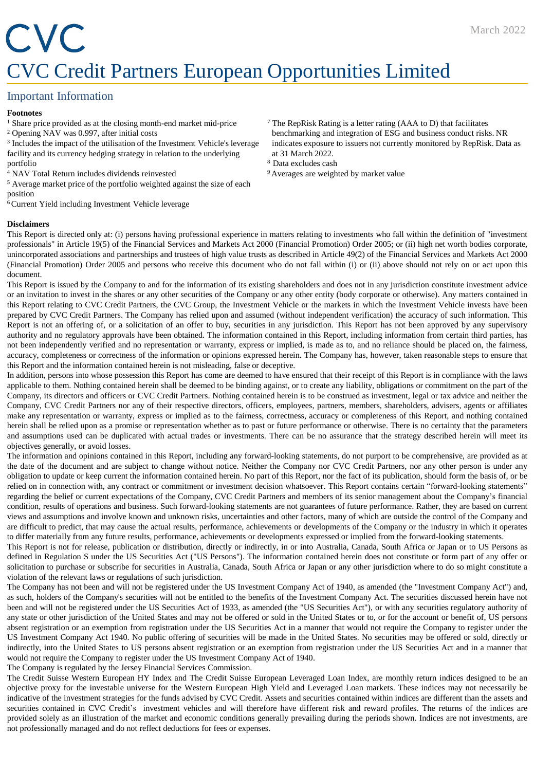CVC

# CVC Credit Partners European Opportunities Limited

March 2022

## Important Information

**Footnotes**

[1] Share price provided as at the closing month-end market mid-price

[2] Opening NAV was 0.997, after initial costs

[3] Includes the impact of the utilisation of the Investment Vehicle's leverage facility and its currency hedging strategy in relation to the underlying portfolio

[4] NAV Total Return includes dividends reinvested

[5] Average market price of the portfolio weighted against the size of each position

[6] Current Yield including Investment Vehicle leverage

[7] The RepRisk Rating is a letter rating (AAA to D) that facilitates benchmarking and integration of ESG and business conduct risks. NR indicates exposure to issuers not currently monitored by RepRisk. Data as at 31 March 2022.

[8] Data excludes cash

[9] Averages are weighted by market value

**Disclaimers**

This Report is directed only at: (i) persons having professional experience in matters relating to investments who fall within the definition of "investment professionals" in Article 19(5) of the Financial Services and Markets Act 2000 (Financial Promotion) Order 2005; or (ii) high net worth bodies corporate, unincorporated associations and partnerships and trustees of high value trusts as described in Article 49(2) of the Financial Services and Markets Act 2000 (Financial Promotion) Order 2005 and persons who receive this document who do not fall within (i) or (ii) above should not rely on or act upon this document.

This Report is issued by the Company to and for the information of its existing shareholders and does not in any jurisdiction constitute investment advice or an invitation to invest in the shares or any other securities of the Company or any other entity (body corporate or otherwise). Any matters contained in this Report relating to CVC Credit Partners, the CVC Group, the Investment Vehicle or the markets in which the Investment Vehicle invests have been prepared by CVC Credit Partners. The Company has relied upon and assumed (without independent verification) the accuracy of such information. This Report is not an offering of, or a solicitation of an offer to buy, securities in any jurisdiction. This Report has not been approved by any supervisory authority and no regulatory approvals have been obtained. The information contained in this Report, including information from certain third parties, has not been independently verified and no representation or warranty, express or implied, is made as to, and no reliance should be placed on, the fairness, accuracy, completeness or correctness of the information or opinions expressed herein. The Company has, however, taken reasonable steps to ensure that this Report and the information contained herein is not misleading, false or deceptive.

In addition, persons into whose possession this Report has come are deemed to have ensured that their receipt of this Report is in compliance with the laws applicable to them. Nothing contained herein shall be deemed to be binding against, or to create any liability, obligations or commitment on the part of the Company, its directors and officers or CVC Credit Partners. Nothing contained herein is to be construed as investment, legal or tax advice and neither the Company, CVC Credit Partners nor any of their respective directors, officers, employees, partners, members, shareholders, advisers, agents or affiliates make any representation or warranty, express or implied as to the fairness, correctness, accuracy or completeness of this Report, and nothing contained herein shall be relied upon as a promise or representation whether as to past or future performance or otherwise. There is no certainty that the parameters and assumptions used can be duplicated with actual trades or investments. There can be no assurance that the strategy described herein will meet its objectives generally, or avoid losses.

The information and opinions contained in this Report, including any forward-looking statements, do not purport to be comprehensive, are provided as at the date of the document and are subject to change without notice. Neither the Company nor CVC Credit Partners, nor any other person is under any obligation to update or keep current the information contained herein. No part of this Report, nor the fact of its publication, should form the basis of, or be relied on in connection with, any contract or commitment or investment decision whatsoever. This Report contains certain "forward-looking statements" regarding the belief or current expectations of the Company, CVC Credit Partners and members of its senior management about the Company's financial condition, results of operations and business. Such forward-looking statements are not guarantees of future performance. Rather, they are based on current views and assumptions and involve known and unknown risks, uncertainties and other factors, many of which are outside the control of the Company and are difficult to predict, that may cause the actual results, performance, achievements or developments of the Company or the industry in which it operates to differ materially from any future results, performance, achievements or developments expressed or implied from the forward-looking statements.

This Report is not for release, publication or distribution, directly or indirectly, in or into Australia, Canada, South Africa or Japan or to US Persons as defined in Regulation S under the US Securities Act ("US Persons"). The information contained herein does not constitute or form part of any offer or solicitation to purchase or subscribe for securities in Australia, Canada, South Africa or Japan or any other jurisdiction where to do so might constitute a violation of the relevant laws or regulations of such jurisdiction.

The Company has not been and will not be registered under the US Investment Company Act of 1940, as amended (the "Investment Company Act") and, as such, holders of the Company's securities will not be entitled to the benefits of the Investment Company Act. The securities discussed herein have not been and will not be registered under the US Securities Act of 1933, as amended (the "US Securities Act"), or with any securities regulatory authority of any state or other jurisdiction of the United States and may not be offered or sold in the United States or to, or for the account or benefit of, US persons absent registration or an exemption from registration under the US Securities Act in a manner that would not require the Company to register under the US Investment Company Act 1940. No public offering of securities will be made in the United States. No securities may be offered or sold, directly or indirectly, into the United States to US persons absent registration or an exemption from registration under the US Securities Act and in a manner that would not require the Company to register under the US Investment Company Act of 1940.

The Company is regulated by the Jersey Financial Services Commission.

The Credit Suisse Western European HY Index and The Credit Suisse European Leveraged Loan Index, are monthly return indices designed to be an objective proxy for the investable universe for the Western European High Yield and Leveraged Loan markets. These indices may not necessarily be indicative of the investment strategies for the funds advised by CVC Credit. Assets and securities contained within indices are different than the assets and securities contained in CVC Credit's investment vehicles and will therefore have different risk and reward profiles. The returns of the indices are provided solely as an illustration of the market and economic conditions generally prevailing during the periods shown. Indices are not investments, are not professionally managed and do not reflect deductions for fees or expenses.